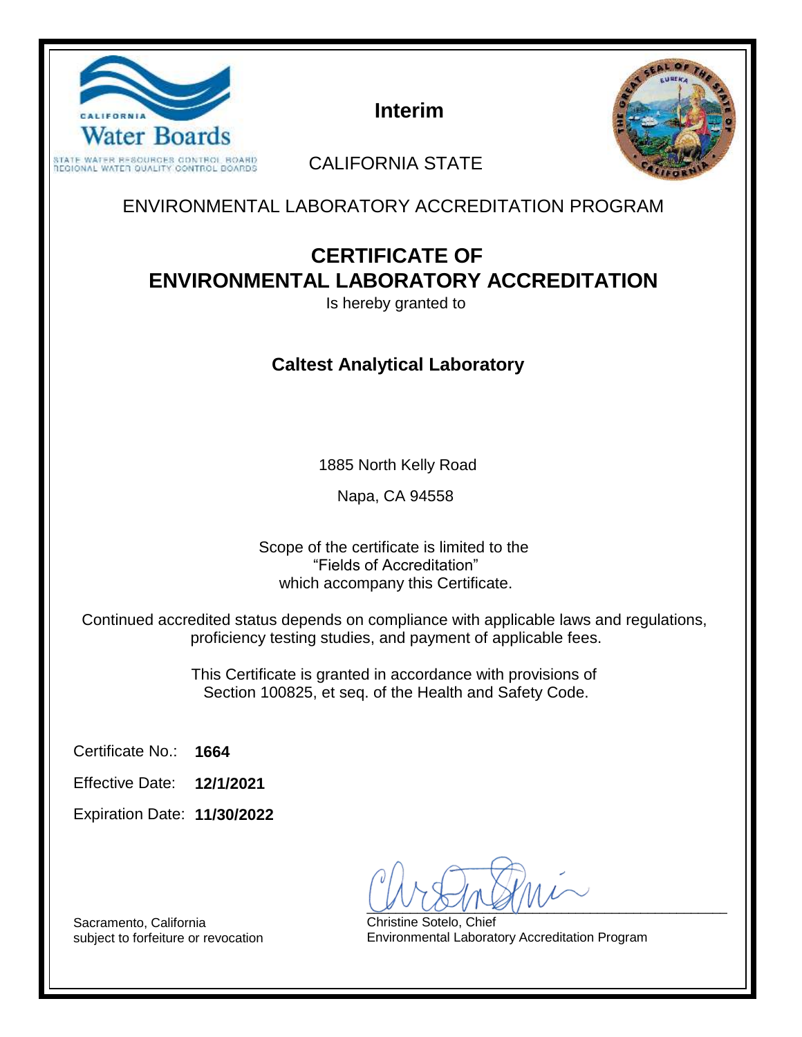CALIFORNIA
Water Boards
STATE WATER RESOURCES CONTROL BOARD
REGIONAL WATER QUALITY CONTROL BOARDS

**Interim**

CALIFORNIA STATE

ENVIRONMENTAL LABORATORY ACCREDITATION PROGRAM

# CERTIFICATE OF ENVIRONMENTAL LABORATORY ACCREDITATION

Is hereby granted to

## Caltest Analytical Laboratory

1885 North Kelly Road

Napa, CA 94558

Scope of the certificate is limited to the
"Fields of Accreditation"
which accompany this Certificate.

Continued accredited status depends on compliance with applicable laws and regulations, proficiency testing studies, and payment of applicable fees.

This Certificate is granted in accordance with provisions of Section 100825, et seq. of the Health and Safety Code.

Certificate No.: **1664**

Effective Date: **12/1/2021**

Expiration Date: **11/30/2022**

Sacramento, California
subject to forfeiture or revocation

Christine Sotelo, Chief
Environmental Laboratory Accreditation Program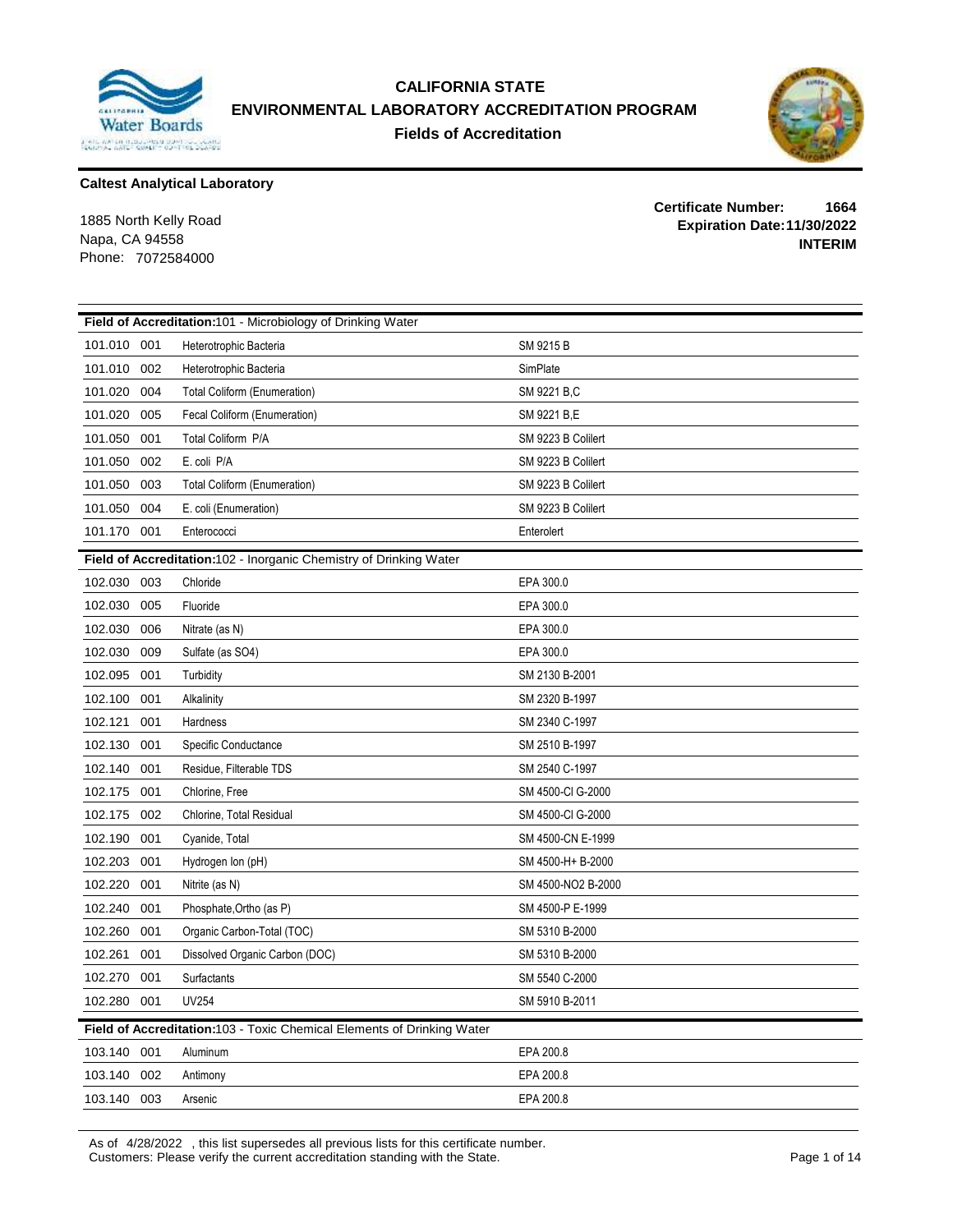**CALIFORNIA STATE**
**ENVIRONMENTAL LABORATORY ACCREDITATION PROGRAM**
**Fields of Accreditation**

**Caltest Analytical Laboratory**

1885 North Kelly Road
Napa, CA 94558
Phone: 7072584000

**Certificate Number: 1664**
**Expiration Date: 11/30/2022**
**INTERIM**

**Field of Accreditation:** 101 - Microbiology of Drinking Water

| | | | |
|---|---|---|---|
| 101.010 | 001 | Heterotrophic Bacteria | SM 9215 B |
| 101.010 | 002 | Heterotrophic Bacteria | SimPlate |
| 101.020 | 004 | Total Coliform (Enumeration) | SM 9221 B,C |
| 101.020 | 005 | Fecal Coliform (Enumeration) | SM 9221 B,E |
| 101.050 | 001 | Total Coliform P/A | SM 9223 B Colilert |
| 101.050 | 002 | E. coli P/A | SM 9223 B Colilert |
| 101.050 | 003 | Total Coliform (Enumeration) | SM 9223 B Colilert |
| 101.050 | 004 | E. coli (Enumeration) | SM 9223 B Colilert |
| 101.170 | 001 | Enterococci | Enterolert |

**Field of Accreditation:** 102 - Inorganic Chemistry of Drinking Water

| | | | |
|---|---|---|---|
| 102.030 | 003 | Chloride | EPA 300.0 |
| 102.030 | 005 | Fluoride | EPA 300.0 |
| 102.030 | 006 | Nitrate (as N) | EPA 300.0 |
| 102.030 | 009 | Sulfate (as SO4) | EPA 300.0 |
| 102.095 | 001 | Turbidity | SM 2130 B-2001 |
| 102.100 | 001 | Alkalinity | SM 2320 B-1997 |
| 102.121 | 001 | Hardness | SM 2340 C-1997 |
| 102.130 | 001 | Specific Conductance | SM 2510 B-1997 |
| 102.140 | 001 | Residue, Filterable TDS | SM 2540 C-1997 |
| 102.175 | 001 | Chlorine, Free | SM 4500-Cl G-2000 |
| 102.175 | 002 | Chlorine, Total Residual | SM 4500-Cl G-2000 |
| 102.190 | 001 | Cyanide, Total | SM 4500-CN E-1999 |
| 102.203 | 001 | Hydrogen Ion (pH) | SM 4500-H+ B-2000 |
| 102.220 | 001 | Nitrite (as N) | SM 4500-NO2 B-2000 |
| 102.240 | 001 | Phosphate,Ortho (as P) | SM 4500-P E-1999 |
| 102.260 | 001 | Organic Carbon-Total (TOC) | SM 5310 B-2000 |
| 102.261 | 001 | Dissolved Organic Carbon (DOC) | SM 5310 B-2000 |
| 102.270 | 001 | Surfactants | SM 5540 C-2000 |
| 102.280 | 001 | UV254 | SM 5910 B-2011 |

**Field of Accreditation:** 103 - Toxic Chemical Elements of Drinking Water

| | | | |
|---|---|---|---|
| 103.140 | 001 | Aluminum | EPA 200.8 |
| 103.140 | 002 | Antimony | EPA 200.8 |
| 103.140 | 003 | Arsenic | EPA 200.8 |

As of 4/28/2022 , this list supersedes all previous lists for this certificate number.
Customers: Please verify the current accreditation standing with the State.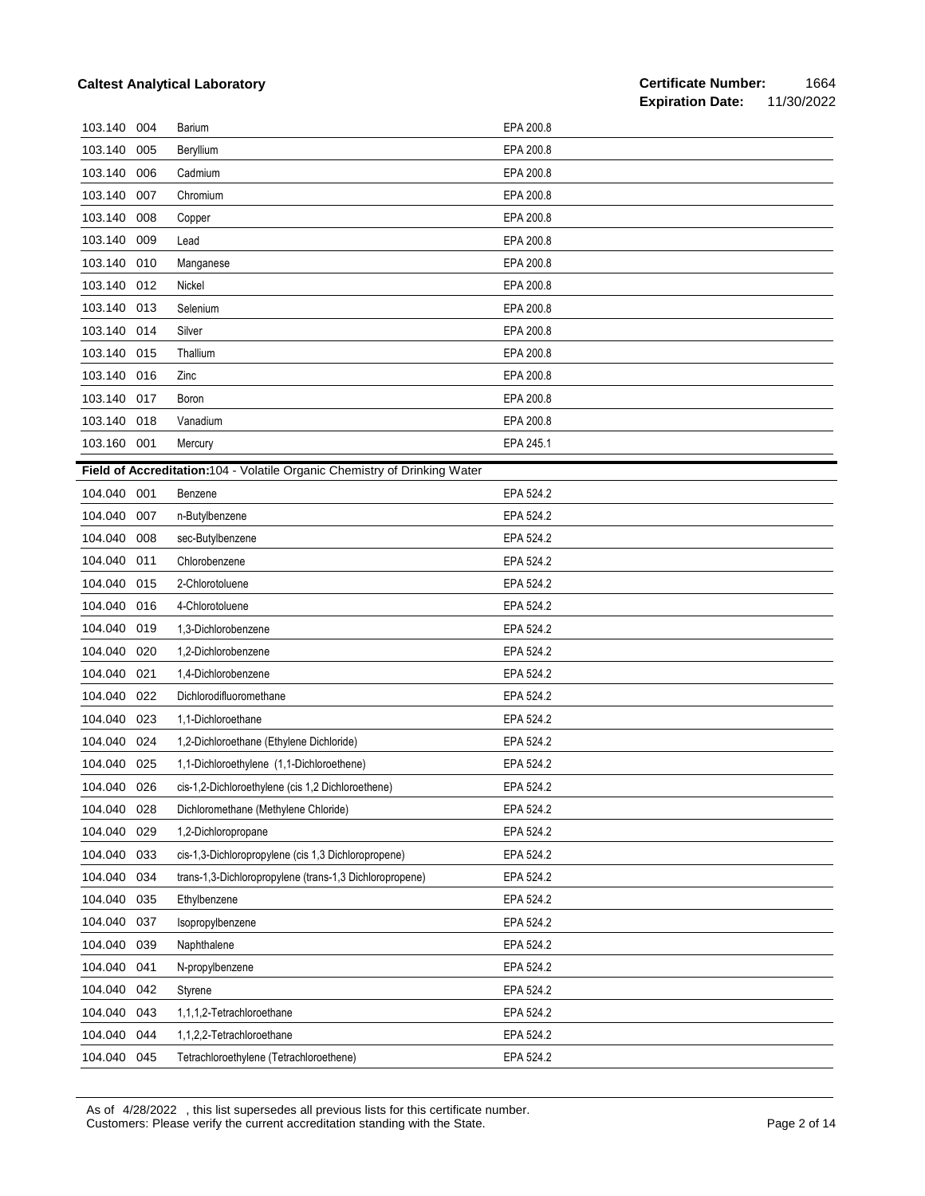| | | | |
|---|---|---|---|
| 103.140 | 004 | Barium | EPA 200.8 |
| 103.140 | 005 | Beryllium | EPA 200.8 |
| 103.140 | 006 | Cadmium | EPA 200.8 |
| 103.140 | 007 | Chromium | EPA 200.8 |
| 103.140 | 008 | Copper | EPA 200.8 |
| 103.140 | 009 | Lead | EPA 200.8 |
| 103.140 | 010 | Manganese | EPA 200.8 |
| 103.140 | 012 | Nickel | EPA 200.8 |
| 103.140 | 013 | Selenium | EPA 200.8 |
| 103.140 | 014 | Silver | EPA 200.8 |
| 103.140 | 015 | Thallium | EPA 200.8 |
| 103.140 | 016 | Zinc | EPA 200.8 |
| 103.140 | 017 | Boron | EPA 200.8 |
| 103.140 | 018 | Vanadium | EPA 200.8 |
| 103.160 | 001 | Mercury | EPA 245.1 |

**Field of Accreditation:104 - Volatile Organic Chemistry of Drinking Water**

| | | | |
|---|---|---|---|
| 104.040 | 001 | Benzene | EPA 524.2 |
| 104.040 | 007 | n-Butylbenzene | EPA 524.2 |
| 104.040 | 008 | sec-Butylbenzene | EPA 524.2 |
| 104.040 | 011 | Chlorobenzene | EPA 524.2 |
| 104.040 | 015 | 2-Chlorotoluene | EPA 524.2 |
| 104.040 | 016 | 4-Chlorotoluene | EPA 524.2 |
| 104.040 | 019 | 1,3-Dichlorobenzene | EPA 524.2 |
| 104.040 | 020 | 1,2-Dichlorobenzene | EPA 524.2 |
| 104.040 | 021 | 1,4-Dichlorobenzene | EPA 524.2 |
| 104.040 | 022 | Dichlorodifluoromethane | EPA 524.2 |
| 104.040 | 023 | 1,1-Dichloroethane | EPA 524.2 |
| 104.040 | 024 | 1,2-Dichloroethane (Ethylene Dichloride) | EPA 524.2 |
| 104.040 | 025 | 1,1-Dichloroethylene (1,1-Dichloroethene) | EPA 524.2 |
| 104.040 | 026 | cis-1,2-Dichloroethylene (cis 1,2 Dichloroethene) | EPA 524.2 |
| 104.040 | 028 | Dichloromethane (Methylene Chloride) | EPA 524.2 |
| 104.040 | 029 | 1,2-Dichloropropane | EPA 524.2 |
| 104.040 | 033 | cis-1,3-Dichloropropylene (cis 1,3 Dichloropropene) | EPA 524.2 |
| 104.040 | 034 | trans-1,3-Dichloropropylene (trans-1,3 Dichloropropene) | EPA 524.2 |
| 104.040 | 035 | Ethylbenzene | EPA 524.2 |
| 104.040 | 037 | Isopropylbenzene | EPA 524.2 |
| 104.040 | 039 | Naphthalene | EPA 524.2 |
| 104.040 | 041 | N-propylbenzene | EPA 524.2 |
| 104.040 | 042 | Styrene | EPA 524.2 |
| 104.040 | 043 | 1,1,1,2-Tetrachloroethane | EPA 524.2 |
| 104.040 | 044 | 1,1,2,2-Tetrachloroethane | EPA 524.2 |
| 104.040 | 045 | Tetrachloroethylene (Tetrachloroethene) | EPA 524.2 |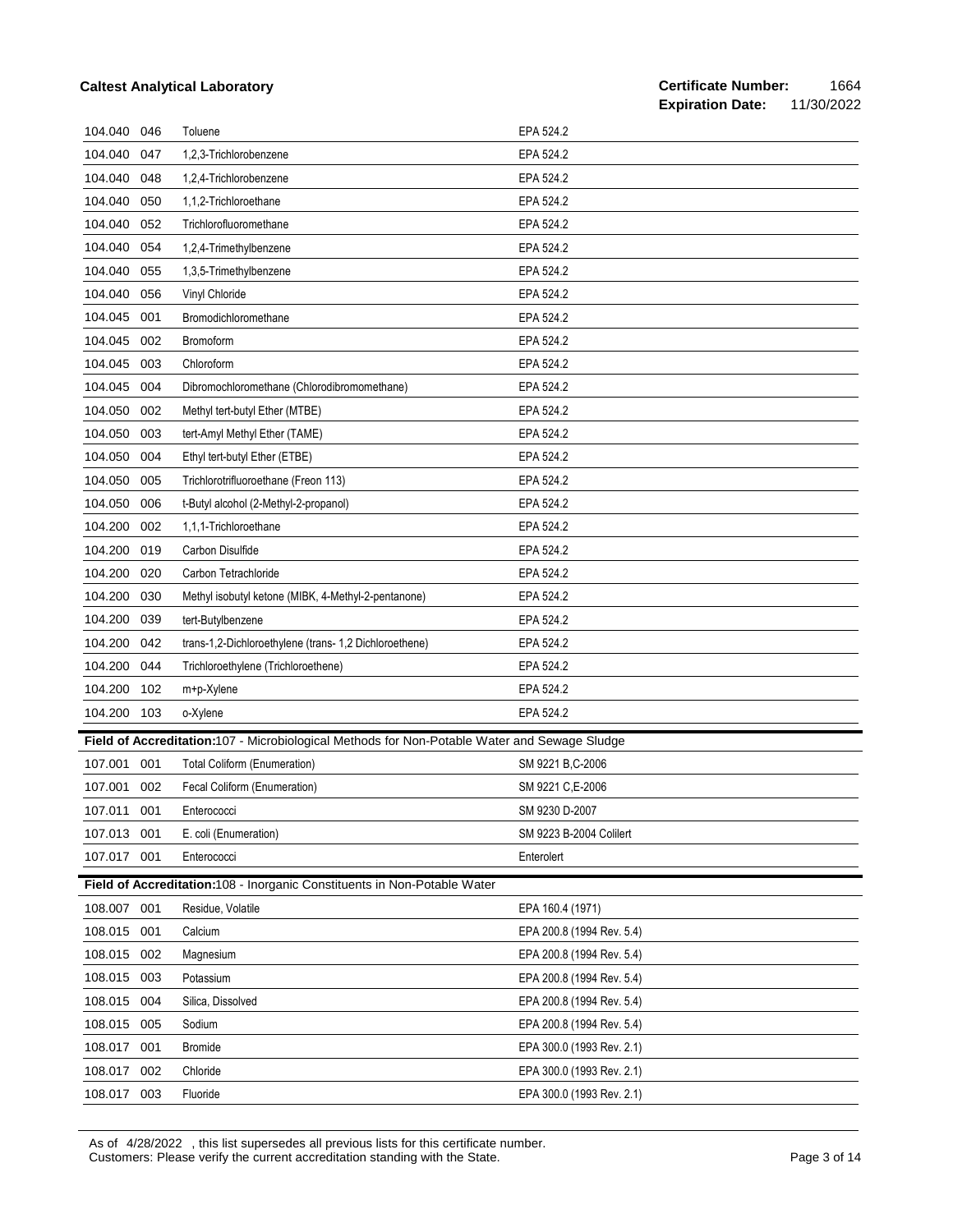| | | | |
|---|---|---|---|
| 104.040 | 046 | Toluene | EPA 524.2 |
| 104.040 | 047 | 1,2,3-Trichlorobenzene | EPA 524.2 |
| 104.040 | 048 | 1,2,4-Trichlorobenzene | EPA 524.2 |
| 104.040 | 050 | 1,1,2-Trichloroethane | EPA 524.2 |
| 104.040 | 052 | Trichlorofluoromethane | EPA 524.2 |
| 104.040 | 054 | 1,2,4-Trimethylbenzene | EPA 524.2 |
| 104.040 | 055 | 1,3,5-Trimethylbenzene | EPA 524.2 |
| 104.040 | 056 | Vinyl Chloride | EPA 524.2 |
| 104.045 | 001 | Bromodichloromethane | EPA 524.2 |
| 104.045 | 002 | Bromoform | EPA 524.2 |
| 104.045 | 003 | Chloroform | EPA 524.2 |
| 104.045 | 004 | Dibromochloromethane (Chlorodibromomethane) | EPA 524.2 |
| 104.050 | 002 | Methyl tert-butyl Ether (MTBE) | EPA 524.2 |
| 104.050 | 003 | tert-Amyl Methyl Ether (TAME) | EPA 524.2 |
| 104.050 | 004 | Ethyl tert-butyl Ether (ETBE) | EPA 524.2 |
| 104.050 | 005 | Trichlorotrifluoroethane (Freon 113) | EPA 524.2 |
| 104.050 | 006 | t-Butyl alcohol (2-Methyl-2-propanol) | EPA 524.2 |
| 104.200 | 002 | 1,1,1-Trichloroethane | EPA 524.2 |
| 104.200 | 019 | Carbon Disulfide | EPA 524.2 |
| 104.200 | 020 | Carbon Tetrachloride | EPA 524.2 |
| 104.200 | 030 | Methyl isobutyl ketone (MIBK, 4-Methyl-2-pentanone) | EPA 524.2 |
| 104.200 | 039 | tert-Butylbenzene | EPA 524.2 |
| 104.200 | 042 | trans-1,2-Dichloroethylene (trans- 1,2 Dichloroethene) | EPA 524.2 |
| 104.200 | 044 | Trichloroethylene (Trichloroethene) | EPA 524.2 |
| 104.200 | 102 | m+p-Xylene | EPA 524.2 |
| 104.200 | 103 | o-Xylene | EPA 524.2 |

**Field of Accreditation:**107 - Microbiological Methods for Non-Potable Water and Sewage Sludge

| | | | |
|---|---|---|---|
| 107.001 | 001 | Total Coliform (Enumeration) | SM 9221 B,C-2006 |
| 107.001 | 002 | Fecal Coliform (Enumeration) | SM 9221 C,E-2006 |
| 107.011 | 001 | Enterococci | SM 9230 D-2007 |
| 107.013 | 001 | E. coli (Enumeration) | SM 9223 B-2004 Colilert |
| 107.017 | 001 | Enterococci | Enterolert |

**Field of Accreditation:**108 - Inorganic Constituents in Non-Potable Water

| | | | |
|---|---|---|---|
| 108.007 | 001 | Residue, Volatile | EPA 160.4 (1971) |
| 108.015 | 001 | Calcium | EPA 200.8 (1994 Rev. 5.4) |
| 108.015 | 002 | Magnesium | EPA 200.8 (1994 Rev. 5.4) |
| 108.015 | 003 | Potassium | EPA 200.8 (1994 Rev. 5.4) |
| 108.015 | 004 | Silica, Dissolved | EPA 200.8 (1994 Rev. 5.4) |
| 108.015 | 005 | Sodium | EPA 200.8 (1994 Rev. 5.4) |
| 108.017 | 001 | Bromide | EPA 300.0 (1993 Rev. 2.1) |
| 108.017 | 002 | Chloride | EPA 300.0 (1993 Rev. 2.1) |
| 108.017 | 003 | Fluoride | EPA 300.0 (1993 Rev. 2.1) |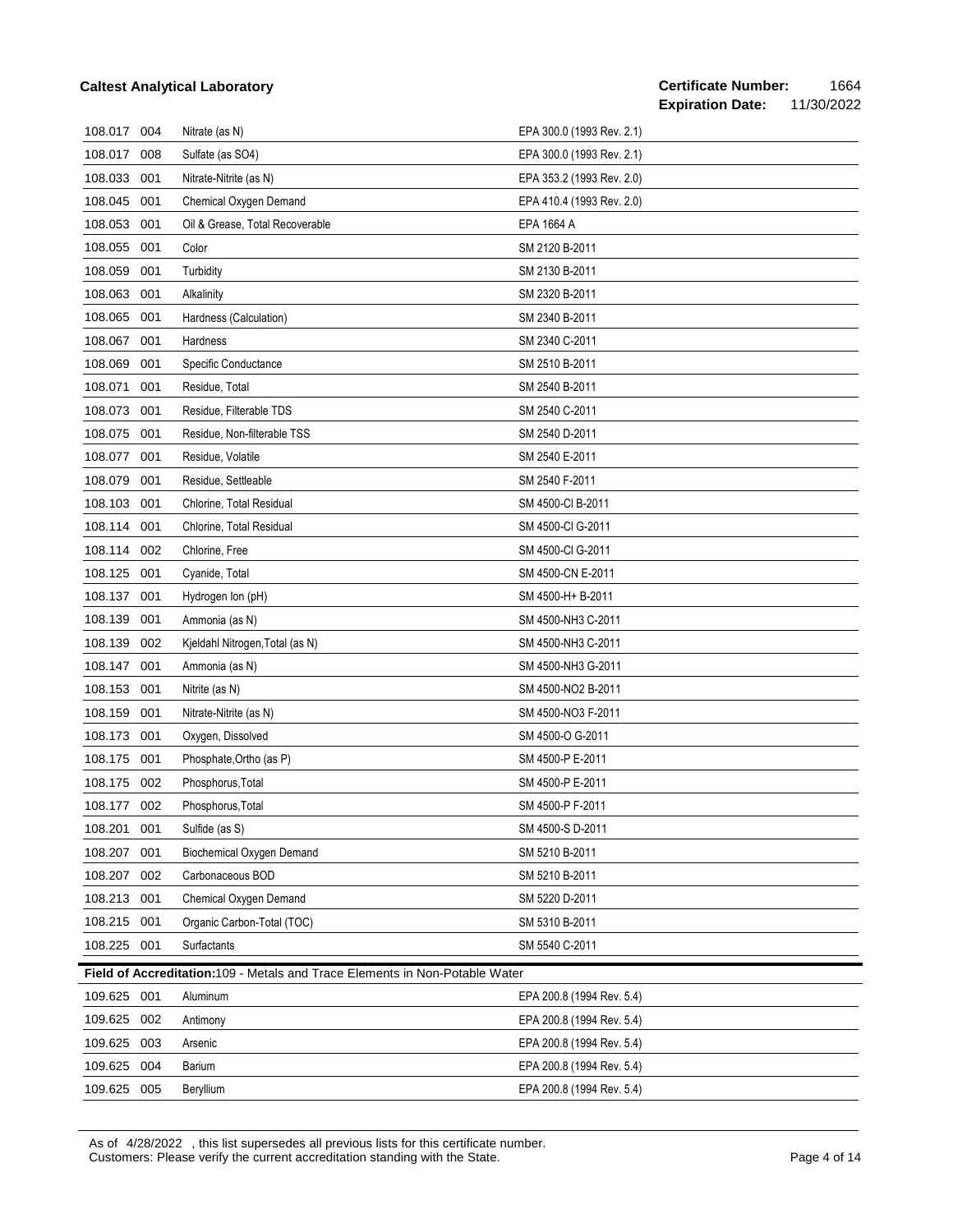| | | | |
|---|---|---|---|
| 108.017 | 004 | Nitrate (as N) | EPA 300.0 (1993 Rev. 2.1) |
| 108.017 | 008 | Sulfate (as SO4) | EPA 300.0 (1993 Rev. 2.1) |
| 108.033 | 001 | Nitrate-Nitrite (as N) | EPA 353.2 (1993 Rev. 2.0) |
| 108.045 | 001 | Chemical Oxygen Demand | EPA 410.4 (1993 Rev. 2.0) |
| 108.053 | 001 | Oil & Grease, Total Recoverable | EPA 1664 A |
| 108.055 | 001 | Color | SM 2120 B-2011 |
| 108.059 | 001 | Turbidity | SM 2130 B-2011 |
| 108.063 | 001 | Alkalinity | SM 2320 B-2011 |
| 108.065 | 001 | Hardness (Calculation) | SM 2340 B-2011 |
| 108.067 | 001 | Hardness | SM 2340 C-2011 |
| 108.069 | 001 | Specific Conductance | SM 2510 B-2011 |
| 108.071 | 001 | Residue, Total | SM 2540 B-2011 |
| 108.073 | 001 | Residue, Filterable TDS | SM 2540 C-2011 |
| 108.075 | 001 | Residue, Non-filterable TSS | SM 2540 D-2011 |
| 108.077 | 001 | Residue, Volatile | SM 2540 E-2011 |
| 108.079 | 001 | Residue, Settleable | SM 2540 F-2011 |
| 108.103 | 001 | Chlorine, Total Residual | SM 4500-Cl B-2011 |
| 108.114 | 001 | Chlorine, Total Residual | SM 4500-Cl G-2011 |
| 108.114 | 002 | Chlorine, Free | SM 4500-Cl G-2011 |
| 108.125 | 001 | Cyanide, Total | SM 4500-CN E-2011 |
| 108.137 | 001 | Hydrogen Ion (pH) | SM 4500-H+ B-2011 |
| 108.139 | 001 | Ammonia (as N) | SM 4500-NH3 C-2011 |
| 108.139 | 002 | Kjeldahl Nitrogen,Total (as N) | SM 4500-NH3 C-2011 |
| 108.147 | 001 | Ammonia (as N) | SM 4500-NH3 G-2011 |
| 108.153 | 001 | Nitrite (as N) | SM 4500-NO2 B-2011 |
| 108.159 | 001 | Nitrate-Nitrite (as N) | SM 4500-NO3 F-2011 |
| 108.173 | 001 | Oxygen, Dissolved | SM 4500-O G-2011 |
| 108.175 | 001 | Phosphate,Ortho (as P) | SM 4500-P E-2011 |
| 108.175 | 002 | Phosphorus,Total | SM 4500-P E-2011 |
| 108.177 | 002 | Phosphorus,Total | SM 4500-P F-2011 |
| 108.201 | 001 | Sulfide (as S) | SM 4500-S D-2011 |
| 108.207 | 001 | Biochemical Oxygen Demand | SM 5210 B-2011 |
| 108.207 | 002 | Carbonaceous BOD | SM 5210 B-2011 |
| 108.213 | 001 | Chemical Oxygen Demand | SM 5220 D-2011 |
| 108.215 | 001 | Organic Carbon-Total (TOC) | SM 5310 B-2011 |
| 108.225 | 001 | Surfactants | SM 5540 C-2011 |

**Field of Accreditation:**109 - Metals and Trace Elements in Non-Potable Water

| | | | |
|---|---|---|---|
| 109.625 | 001 | Aluminum | EPA 200.8 (1994 Rev. 5.4) |
| 109.625 | 002 | Antimony | EPA 200.8 (1994 Rev. 5.4) |
| 109.625 | 003 | Arsenic | EPA 200.8 (1994 Rev. 5.4) |
| 109.625 | 004 | Barium | EPA 200.8 (1994 Rev. 5.4) |
| 109.625 | 005 | Beryllium | EPA 200.8 (1994 Rev. 5.4) |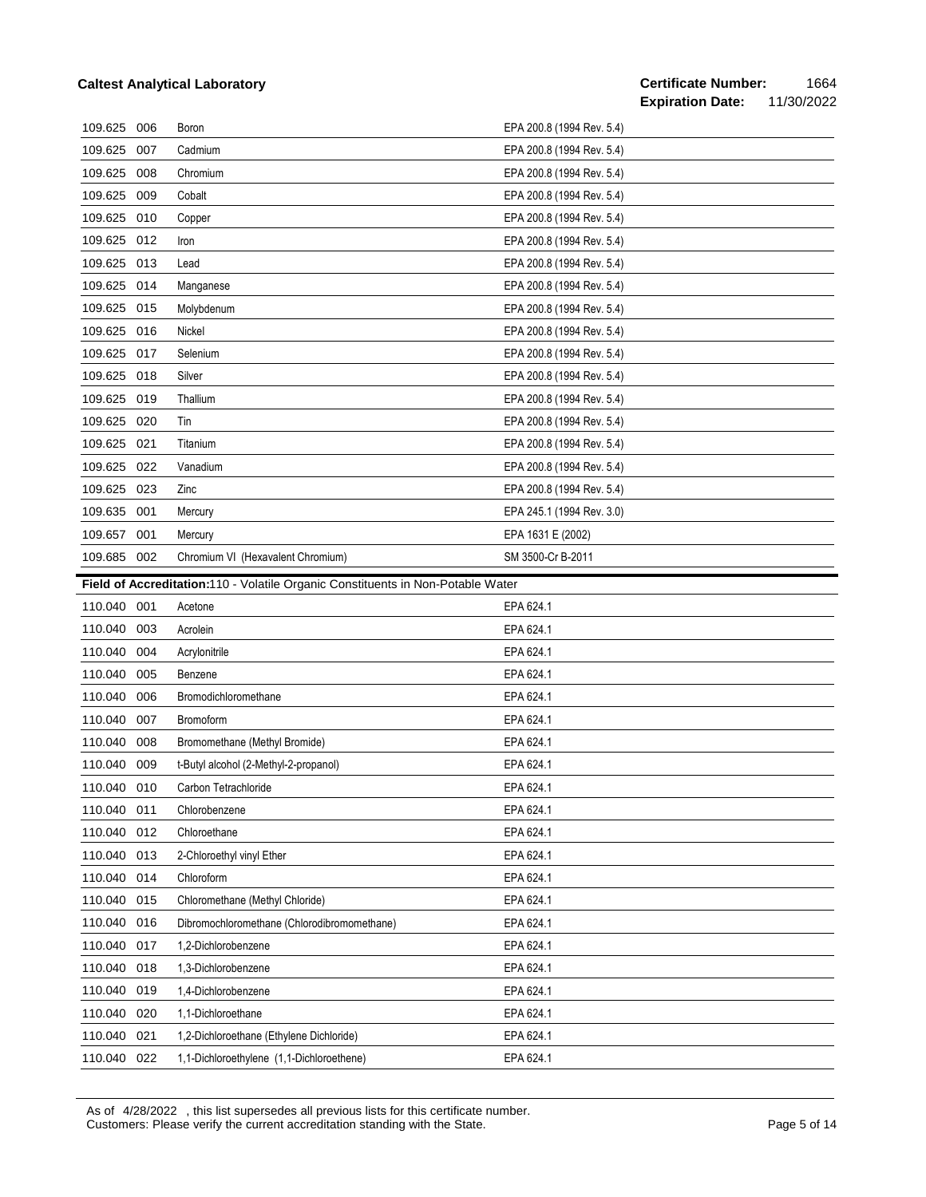| | | | |
|---|---|---|---|
| 109.625 | 006 | Boron | EPA 200.8 (1994 Rev. 5.4) |
| 109.625 | 007 | Cadmium | EPA 200.8 (1994 Rev. 5.4) |
| 109.625 | 008 | Chromium | EPA 200.8 (1994 Rev. 5.4) |
| 109.625 | 009 | Cobalt | EPA 200.8 (1994 Rev. 5.4) |
| 109.625 | 010 | Copper | EPA 200.8 (1994 Rev. 5.4) |
| 109.625 | 012 | Iron | EPA 200.8 (1994 Rev. 5.4) |
| 109.625 | 013 | Lead | EPA 200.8 (1994 Rev. 5.4) |
| 109.625 | 014 | Manganese | EPA 200.8 (1994 Rev. 5.4) |
| 109.625 | 015 | Molybdenum | EPA 200.8 (1994 Rev. 5.4) |
| 109.625 | 016 | Nickel | EPA 200.8 (1994 Rev. 5.4) |
| 109.625 | 017 | Selenium | EPA 200.8 (1994 Rev. 5.4) |
| 109.625 | 018 | Silver | EPA 200.8 (1994 Rev. 5.4) |
| 109.625 | 019 | Thallium | EPA 200.8 (1994 Rev. 5.4) |
| 109.625 | 020 | Tin | EPA 200.8 (1994 Rev. 5.4) |
| 109.625 | 021 | Titanium | EPA 200.8 (1994 Rev. 5.4) |
| 109.625 | 022 | Vanadium | EPA 200.8 (1994 Rev. 5.4) |
| 109.625 | 023 | Zinc | EPA 200.8 (1994 Rev. 5.4) |
| 109.635 | 001 | Mercury | EPA 245.1 (1994 Rev. 3.0) |
| 109.657 | 001 | Mercury | EPA 1631 E (2002) |
| 109.685 | 002 | Chromium VI (Hexavalent Chromium) | SM 3500-Cr B-2011 |

**Field of Accreditation:** 110 - Volatile Organic Constituents in Non-Potable Water

| | | | |
|---|---|---|---|
| 110.040 | 001 | Acetone | EPA 624.1 |
| 110.040 | 003 | Acrolein | EPA 624.1 |
| 110.040 | 004 | Acrylonitrile | EPA 624.1 |
| 110.040 | 005 | Benzene | EPA 624.1 |
| 110.040 | 006 | Bromodichloromethane | EPA 624.1 |
| 110.040 | 007 | Bromoform | EPA 624.1 |
| 110.040 | 008 | Bromomethane (Methyl Bromide) | EPA 624.1 |
| 110.040 | 009 | t-Butyl alcohol (2-Methyl-2-propanol) | EPA 624.1 |
| 110.040 | 010 | Carbon Tetrachloride | EPA 624.1 |
| 110.040 | 011 | Chlorobenzene | EPA 624.1 |
| 110.040 | 012 | Chloroethane | EPA 624.1 |
| 110.040 | 013 | 2-Chloroethyl vinyl Ether | EPA 624.1 |
| 110.040 | 014 | Chloroform | EPA 624.1 |
| 110.040 | 015 | Chloromethane (Methyl Chloride) | EPA 624.1 |
| 110.040 | 016 | Dibromochloromethane (Chlorodibromomethane) | EPA 624.1 |
| 110.040 | 017 | 1,2-Dichlorobenzene | EPA 624.1 |
| 110.040 | 018 | 1,3-Dichlorobenzene | EPA 624.1 |
| 110.040 | 019 | 1,4-Dichlorobenzene | EPA 624.1 |
| 110.040 | 020 | 1,1-Dichloroethane | EPA 624.1 |
| 110.040 | 021 | 1,2-Dichloroethane (Ethylene Dichloride) | EPA 624.1 |
| 110.040 | 022 | 1,1-Dichloroethylene (1,1-Dichloroethene) | EPA 624.1 |

As of 4/28/2022 , this list supersedes all previous lists for this certificate number.
Customers: Please verify the current accreditation standing with the State.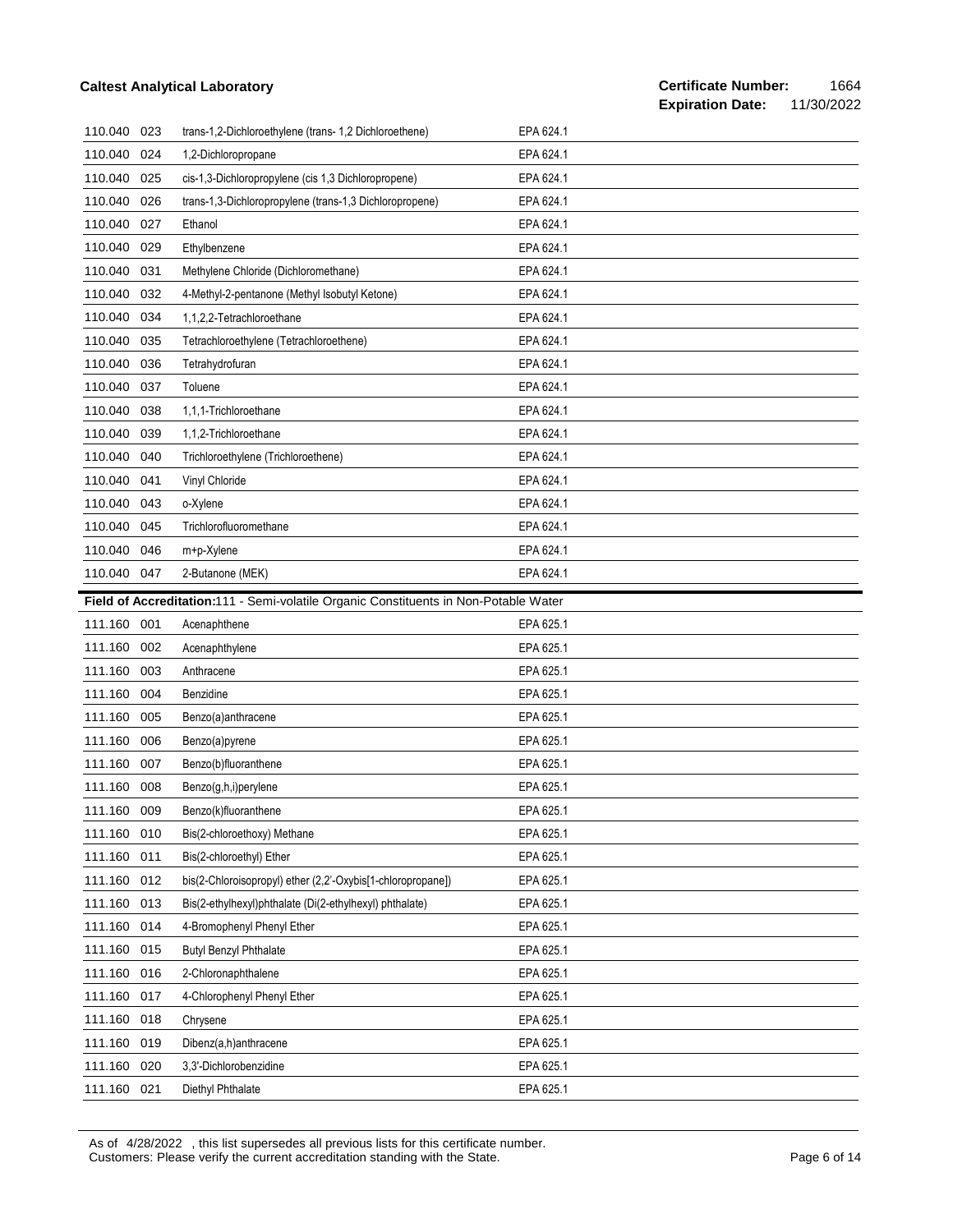| | | | |
|---|---|---|---|
| 110.040 | 023 | trans-1,2-Dichloroethylene (trans- 1,2 Dichloroethene) | EPA 624.1 |
| 110.040 | 024 | 1,2-Dichloropropane | EPA 624.1 |
| 110.040 | 025 | cis-1,3-Dichloropropylene (cis 1,3 Dichloropropene) | EPA 624.1 |
| 110.040 | 026 | trans-1,3-Dichloropropylene (trans-1,3 Dichloropropene) | EPA 624.1 |
| 110.040 | 027 | Ethanol | EPA 624.1 |
| 110.040 | 029 | Ethylbenzene | EPA 624.1 |
| 110.040 | 031 | Methylene Chloride (Dichloromethane) | EPA 624.1 |
| 110.040 | 032 | 4-Methyl-2-pentanone (Methyl Isobutyl Ketone) | EPA 624.1 |
| 110.040 | 034 | 1,1,2,2-Tetrachloroethane | EPA 624.1 |
| 110.040 | 035 | Tetrachloroethylene (Tetrachloroethene) | EPA 624.1 |
| 110.040 | 036 | Tetrahydrofuran | EPA 624.1 |
| 110.040 | 037 | Toluene | EPA 624.1 |
| 110.040 | 038 | 1,1,1-Trichloroethane | EPA 624.1 |
| 110.040 | 039 | 1,1,2-Trichloroethane | EPA 624.1 |
| 110.040 | 040 | Trichloroethylene (Trichloroethene) | EPA 624.1 |
| 110.040 | 041 | Vinyl Chloride | EPA 624.1 |
| 110.040 | 043 | o-Xylene | EPA 624.1 |
| 110.040 | 045 | Trichlorofluoromethane | EPA 624.1 |
| 110.040 | 046 | m+p-Xylene | EPA 624.1 |
| 110.040 | 047 | 2-Butanone (MEK) | EPA 624.1 |

**Field of Accreditation:** 111 - Semi-volatile Organic Constituents in Non-Potable Water

| | | | |
|---|---|---|---|
| 111.160 | 001 | Acenaphthene | EPA 625.1 |
| 111.160 | 002 | Acenaphthylene | EPA 625.1 |
| 111.160 | 003 | Anthracene | EPA 625.1 |
| 111.160 | 004 | Benzidine | EPA 625.1 |
| 111.160 | 005 | Benzo(a)anthracene | EPA 625.1 |
| 111.160 | 006 | Benzo(a)pyrene | EPA 625.1 |
| 111.160 | 007 | Benzo(b)fluoranthene | EPA 625.1 |
| 111.160 | 008 | Benzo(g,h,i)perylene | EPA 625.1 |
| 111.160 | 009 | Benzo(k)fluoranthene | EPA 625.1 |
| 111.160 | 010 | Bis(2-chloroethoxy) Methane | EPA 625.1 |
| 111.160 | 011 | Bis(2-chloroethyl) Ether | EPA 625.1 |
| 111.160 | 012 | bis(2-Chloroisopropyl) ether (2,2'-Oxybis[1-chloropropane]) | EPA 625.1 |
| 111.160 | 013 | Bis(2-ethylhexyl)phthalate (Di(2-ethylhexyl) phthalate) | EPA 625.1 |
| 111.160 | 014 | 4-Bromophenyl Phenyl Ether | EPA 625.1 |
| 111.160 | 015 | Butyl Benzyl Phthalate | EPA 625.1 |
| 111.160 | 016 | 2-Chloronaphthalene | EPA 625.1 |
| 111.160 | 017 | 4-Chlorophenyl Phenyl Ether | EPA 625.1 |
| 111.160 | 018 | Chrysene | EPA 625.1 |
| 111.160 | 019 | Dibenz(a,h)anthracene | EPA 625.1 |
| 111.160 | 020 | 3,3'-Dichlorobenzidine | EPA 625.1 |
| 111.160 | 021 | Diethyl Phthalate | EPA 625.1 |

As of 4/28/2022 , this list supersedes all previous lists for this certificate number.
Customers: Please verify the current accreditation standing with the State.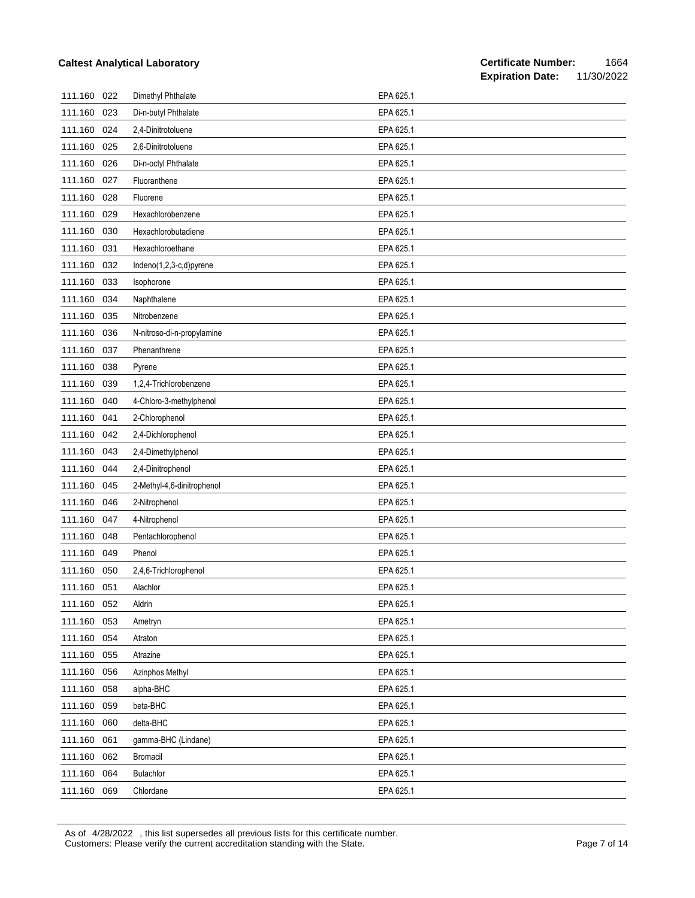| | | | |
|---|---|---|---|
| 111.160 | 022 | Dimethyl Phthalate | EPA 625.1 |
| 111.160 | 023 | Di-n-butyl Phthalate | EPA 625.1 |
| 111.160 | 024 | 2,4-Dinitrotoluene | EPA 625.1 |
| 111.160 | 025 | 2,6-Dinitrotoluene | EPA 625.1 |
| 111.160 | 026 | Di-n-octyl Phthalate | EPA 625.1 |
| 111.160 | 027 | Fluoranthene | EPA 625.1 |
| 111.160 | 028 | Fluorene | EPA 625.1 |
| 111.160 | 029 | Hexachlorobenzene | EPA 625.1 |
| 111.160 | 030 | Hexachlorobutadiene | EPA 625.1 |
| 111.160 | 031 | Hexachloroethane | EPA 625.1 |
| 111.160 | 032 | Indeno(1,2,3-c,d)pyrene | EPA 625.1 |
| 111.160 | 033 | Isophorone | EPA 625.1 |
| 111.160 | 034 | Naphthalene | EPA 625.1 |
| 111.160 | 035 | Nitrobenzene | EPA 625.1 |
| 111.160 | 036 | N-nitroso-di-n-propylamine | EPA 625.1 |
| 111.160 | 037 | Phenanthrene | EPA 625.1 |
| 111.160 | 038 | Pyrene | EPA 625.1 |
| 111.160 | 039 | 1,2,4-Trichlorobenzene | EPA 625.1 |
| 111.160 | 040 | 4-Chloro-3-methylphenol | EPA 625.1 |
| 111.160 | 041 | 2-Chlorophenol | EPA 625.1 |
| 111.160 | 042 | 2,4-Dichlorophenol | EPA 625.1 |
| 111.160 | 043 | 2,4-Dimethylphenol | EPA 625.1 |
| 111.160 | 044 | 2,4-Dinitrophenol | EPA 625.1 |
| 111.160 | 045 | 2-Methyl-4,6-dinitrophenol | EPA 625.1 |
| 111.160 | 046 | 2-Nitrophenol | EPA 625.1 |
| 111.160 | 047 | 4-Nitrophenol | EPA 625.1 |
| 111.160 | 048 | Pentachlorophenol | EPA 625.1 |
| 111.160 | 049 | Phenol | EPA 625.1 |
| 111.160 | 050 | 2,4,6-Trichlorophenol | EPA 625.1 |
| 111.160 | 051 | Alachlor | EPA 625.1 |
| 111.160 | 052 | Aldrin | EPA 625.1 |
| 111.160 | 053 | Ametryn | EPA 625.1 |
| 111.160 | 054 | Atraton | EPA 625.1 |
| 111.160 | 055 | Atrazine | EPA 625.1 |
| 111.160 | 056 | Azinphos Methyl | EPA 625.1 |
| 111.160 | 058 | alpha-BHC | EPA 625.1 |
| 111.160 | 059 | beta-BHC | EPA 625.1 |
| 111.160 | 060 | delta-BHC | EPA 625.1 |
| 111.160 | 061 | gamma-BHC (Lindane) | EPA 625.1 |
| 111.160 | 062 | Bromacil | EPA 625.1 |
| 111.160 | 064 | Butachlor | EPA 625.1 |
| 111.160 | 069 | Chlordane | EPA 625.1 |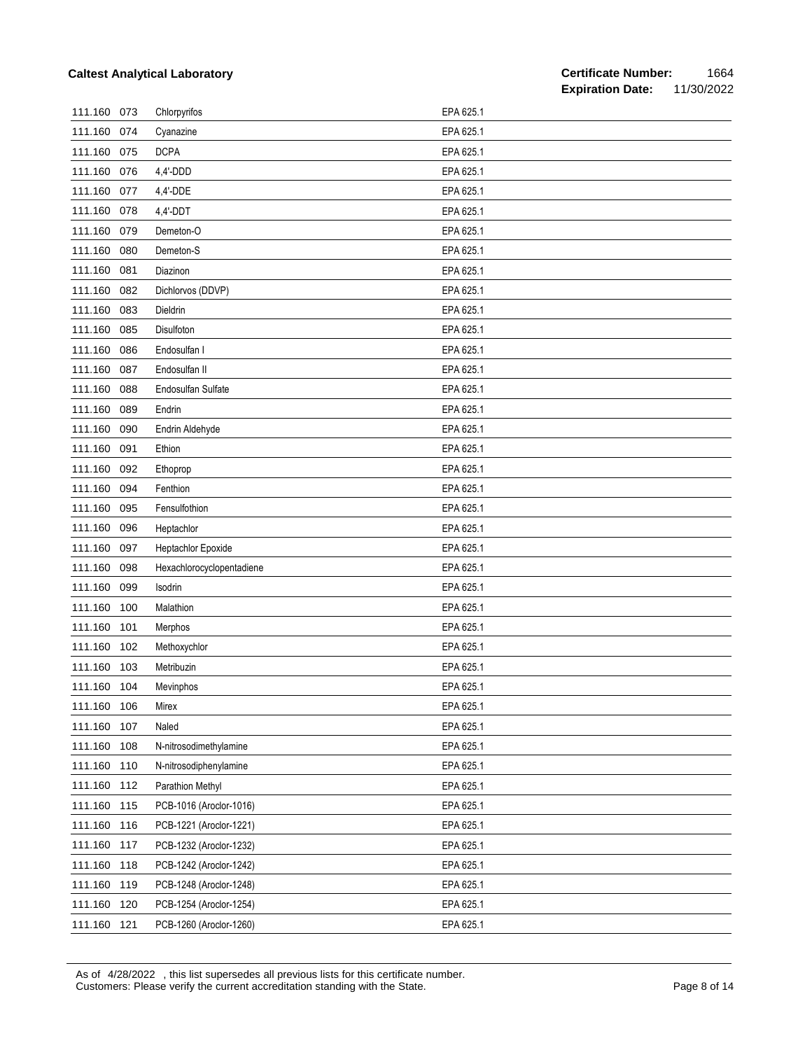| | | | |
|---|---|---|---|
| 111.160 | 073 | Chlorpyrifos | EPA 625.1 |
| 111.160 | 074 | Cyanazine | EPA 625.1 |
| 111.160 | 075 | DCPA | EPA 625.1 |
| 111.160 | 076 | 4,4'-DDD | EPA 625.1 |
| 111.160 | 077 | 4,4'-DDE | EPA 625.1 |
| 111.160 | 078 | 4,4'-DDT | EPA 625.1 |
| 111.160 | 079 | Demeton-O | EPA 625.1 |
| 111.160 | 080 | Demeton-S | EPA 625.1 |
| 111.160 | 081 | Diazinon | EPA 625.1 |
| 111.160 | 082 | Dichlorvos (DDVP) | EPA 625.1 |
| 111.160 | 083 | Dieldrin | EPA 625.1 |
| 111.160 | 085 | Disulfoton | EPA 625.1 |
| 111.160 | 086 | Endosulfan I | EPA 625.1 |
| 111.160 | 087 | Endosulfan II | EPA 625.1 |
| 111.160 | 088 | Endosulfan Sulfate | EPA 625.1 |
| 111.160 | 089 | Endrin | EPA 625.1 |
| 111.160 | 090 | Endrin Aldehyde | EPA 625.1 |
| 111.160 | 091 | Ethion | EPA 625.1 |
| 111.160 | 092 | Ethoprop | EPA 625.1 |
| 111.160 | 094 | Fenthion | EPA 625.1 |
| 111.160 | 095 | Fensulfothion | EPA 625.1 |
| 111.160 | 096 | Heptachlor | EPA 625.1 |
| 111.160 | 097 | Heptachlor Epoxide | EPA 625.1 |
| 111.160 | 098 | Hexachlorocyclopentadiene | EPA 625.1 |
| 111.160 | 099 | Isodrin | EPA 625.1 |
| 111.160 | 100 | Malathion | EPA 625.1 |
| 111.160 | 101 | Merphos | EPA 625.1 |
| 111.160 | 102 | Methoxychlor | EPA 625.1 |
| 111.160 | 103 | Metribuzin | EPA 625.1 |
| 111.160 | 104 | Mevinphos | EPA 625.1 |
| 111.160 | 106 | Mirex | EPA 625.1 |
| 111.160 | 107 | Naled | EPA 625.1 |
| 111.160 | 108 | N-nitrosodimethylamine | EPA 625.1 |
| 111.160 | 110 | N-nitrosodiphenylamine | EPA 625.1 |
| 111.160 | 112 | Parathion Methyl | EPA 625.1 |
| 111.160 | 115 | PCB-1016 (Aroclor-1016) | EPA 625.1 |
| 111.160 | 116 | PCB-1221 (Aroclor-1221) | EPA 625.1 |
| 111.160 | 117 | PCB-1232 (Aroclor-1232) | EPA 625.1 |
| 111.160 | 118 | PCB-1242 (Aroclor-1242) | EPA 625.1 |
| 111.160 | 119 | PCB-1248 (Aroclor-1248) | EPA 625.1 |
| 111.160 | 120 | PCB-1254 (Aroclor-1254) | EPA 625.1 |
| 111.160 | 121 | PCB-1260 (Aroclor-1260) | EPA 625.1 |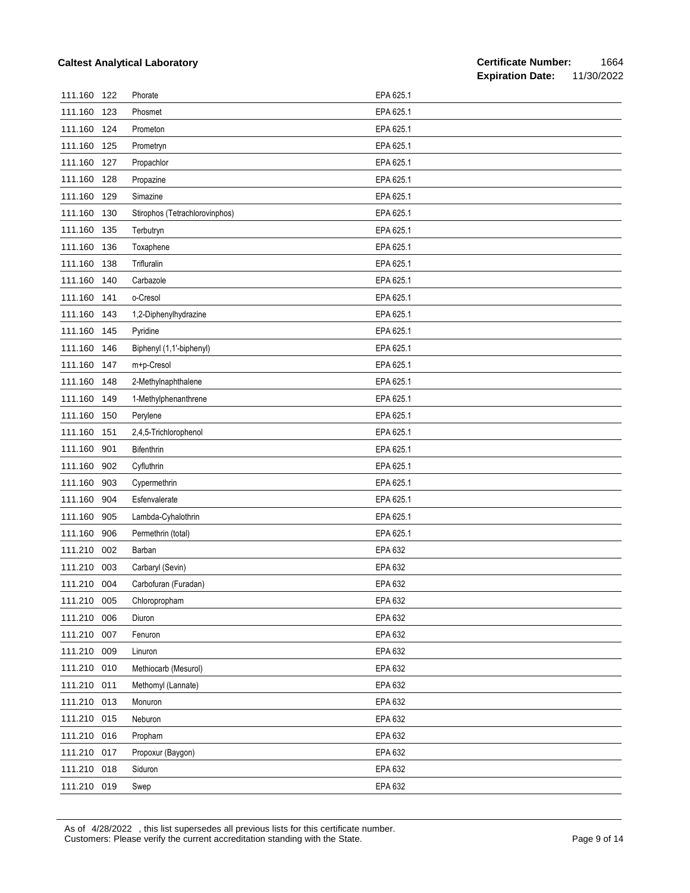| | | | |
|---|---|---|---|
| 111.160 | 122 | Phorate | EPA 625.1 |
| 111.160 | 123 | Phosmet | EPA 625.1 |
| 111.160 | 124 | Prometon | EPA 625.1 |
| 111.160 | 125 | Prometryn | EPA 625.1 |
| 111.160 | 127 | Propachlor | EPA 625.1 |
| 111.160 | 128 | Propazine | EPA 625.1 |
| 111.160 | 129 | Simazine | EPA 625.1 |
| 111.160 | 130 | Stirophos (Tetrachlorovinphos) | EPA 625.1 |
| 111.160 | 135 | Terbutryn | EPA 625.1 |
| 111.160 | 136 | Toxaphene | EPA 625.1 |
| 111.160 | 138 | Trifluralin | EPA 625.1 |
| 111.160 | 140 | Carbazole | EPA 625.1 |
| 111.160 | 141 | o-Cresol | EPA 625.1 |
| 111.160 | 143 | 1,2-Diphenylhydrazine | EPA 625.1 |
| 111.160 | 145 | Pyridine | EPA 625.1 |
| 111.160 | 146 | Biphenyl (1,1'-biphenyl) | EPA 625.1 |
| 111.160 | 147 | m+p-Cresol | EPA 625.1 |
| 111.160 | 148 | 2-Methylnaphthalene | EPA 625.1 |
| 111.160 | 149 | 1-Methylphenanthrene | EPA 625.1 |
| 111.160 | 150 | Perylene | EPA 625.1 |
| 111.160 | 151 | 2,4,5-Trichlorophenol | EPA 625.1 |
| 111.160 | 901 | Bifenthrin | EPA 625.1 |
| 111.160 | 902 | Cyfluthrin | EPA 625.1 |
| 111.160 | 903 | Cypermethrin | EPA 625.1 |
| 111.160 | 904 | Esfenvalerate | EPA 625.1 |
| 111.160 | 905 | Lambda-Cyhalothrin | EPA 625.1 |
| 111.160 | 906 | Permethrin (total) | EPA 625.1 |
| 111.210 | 002 | Barban | EPA 632 |
| 111.210 | 003 | Carbaryl (Sevin) | EPA 632 |
| 111.210 | 004 | Carbofuran (Furadan) | EPA 632 |
| 111.210 | 005 | Chloropropham | EPA 632 |
| 111.210 | 006 | Diuron | EPA 632 |
| 111.210 | 007 | Fenuron | EPA 632 |
| 111.210 | 009 | Linuron | EPA 632 |
| 111.210 | 010 | Methiocarb (Mesurol) | EPA 632 |
| 111.210 | 011 | Methomyl (Lannate) | EPA 632 |
| 111.210 | 013 | Monuron | EPA 632 |
| 111.210 | 015 | Neburon | EPA 632 |
| 111.210 | 016 | Propham | EPA 632 |
| 111.210 | 017 | Propoxur (Baygon) | EPA 632 |
| 111.210 | 018 | Siduron | EPA 632 |
| 111.210 | 019 | Swep | EPA 632 |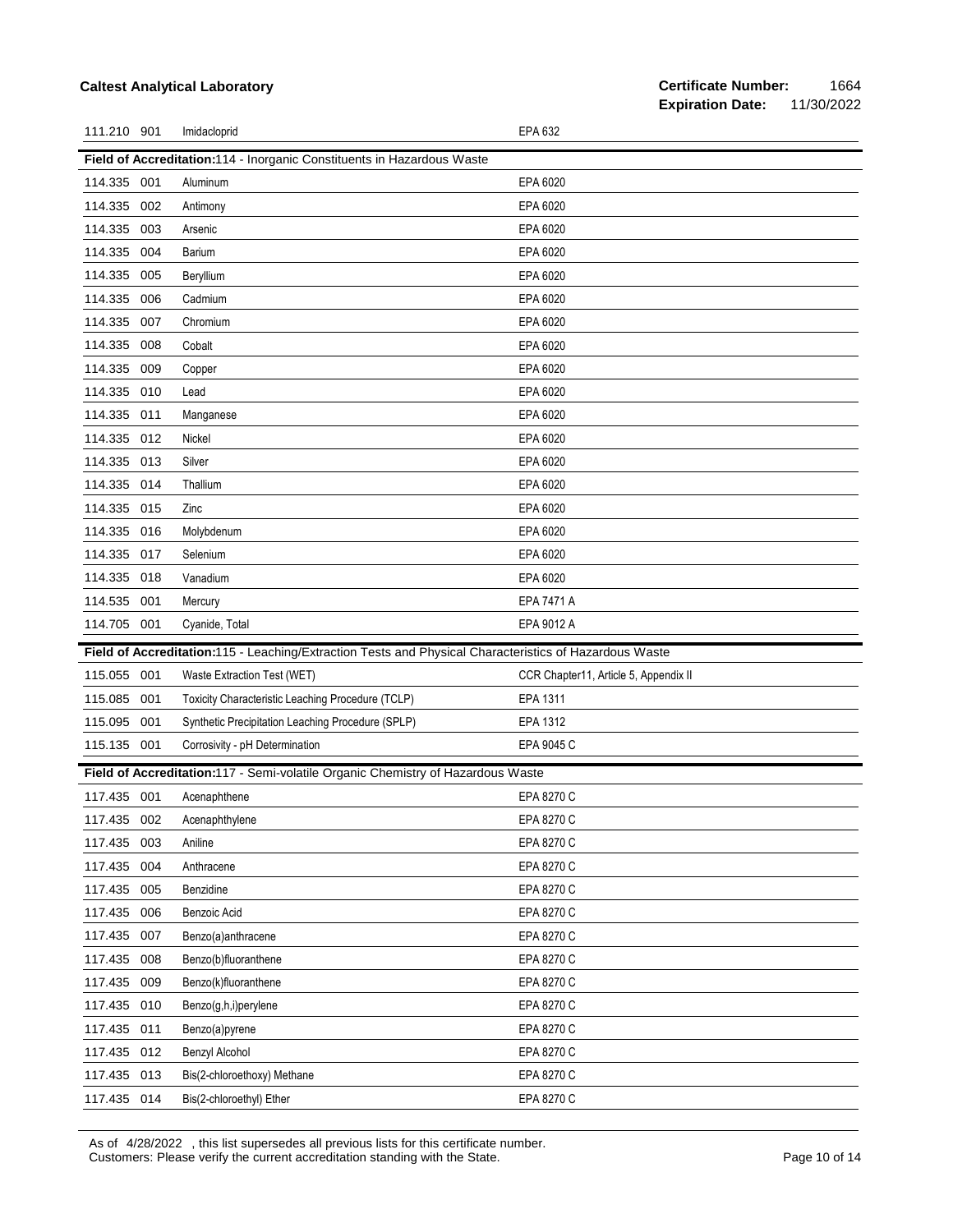| | | |
|---|---|---|
| 111.210 901 | Imidacloprid | EPA 632 |

**Field of Accreditation:114 - Inorganic Constituents in Hazardous Waste**

| | | |
|---|---|---|
| 114.335 001 | Aluminum | EPA 6020 |
| 114.335 002 | Antimony | EPA 6020 |
| 114.335 003 | Arsenic | EPA 6020 |
| 114.335 004 | Barium | EPA 6020 |
| 114.335 005 | Beryllium | EPA 6020 |
| 114.335 006 | Cadmium | EPA 6020 |
| 114.335 007 | Chromium | EPA 6020 |
| 114.335 008 | Cobalt | EPA 6020 |
| 114.335 009 | Copper | EPA 6020 |
| 114.335 010 | Lead | EPA 6020 |
| 114.335 011 | Manganese | EPA 6020 |
| 114.335 012 | Nickel | EPA 6020 |
| 114.335 013 | Silver | EPA 6020 |
| 114.335 014 | Thallium | EPA 6020 |
| 114.335 015 | Zinc | EPA 6020 |
| 114.335 016 | Molybdenum | EPA 6020 |
| 114.335 017 | Selenium | EPA 6020 |
| 114.335 018 | Vanadium | EPA 6020 |
| 114.535 001 | Mercury | EPA 7471 A |
| 114.705 001 | Cyanide, Total | EPA 9012 A |

**Field of Accreditation:115 - Leaching/Extraction Tests and Physical Characteristics of Hazardous Waste**

| | | |
|---|---|---|
| 115.055 001 | Waste Extraction Test (WET) | CCR Chapter11, Article 5, Appendix II |
| 115.085 001 | Toxicity Characteristic Leaching Procedure (TCLP) | EPA 1311 |
| 115.095 001 | Synthetic Precipitation Leaching Procedure (SPLP) | EPA 1312 |
| 115.135 001 | Corrosivity - pH Determination | EPA 9045 C |

**Field of Accreditation:117 - Semi-volatile Organic Chemistry of Hazardous Waste**

| | | |
|---|---|---|
| 117.435 001 | Acenaphthene | EPA 8270 C |
| 117.435 002 | Acenaphthylene | EPA 8270 C |
| 117.435 003 | Aniline | EPA 8270 C |
| 117.435 004 | Anthracene | EPA 8270 C |
| 117.435 005 | Benzidine | EPA 8270 C |
| 117.435 006 | Benzoic Acid | EPA 8270 C |
| 117.435 007 | Benzo(a)anthracene | EPA 8270 C |
| 117.435 008 | Benzo(b)fluoranthene | EPA 8270 C |
| 117.435 009 | Benzo(k)fluoranthene | EPA 8270 C |
| 117.435 010 | Benzo(g,h,i)perylene | EPA 8270 C |
| 117.435 011 | Benzo(a)pyrene | EPA 8270 C |
| 117.435 012 | Benzyl Alcohol | EPA 8270 C |
| 117.435 013 | Bis(2-chloroethoxy) Methane | EPA 8270 C |
| 117.435 014 | Bis(2-chloroethyl) Ether | EPA 8270 C |

As of 4/28/2022 , this list supersedes all previous lists for this certificate number.
Customers: Please verify the current accreditation standing with the State.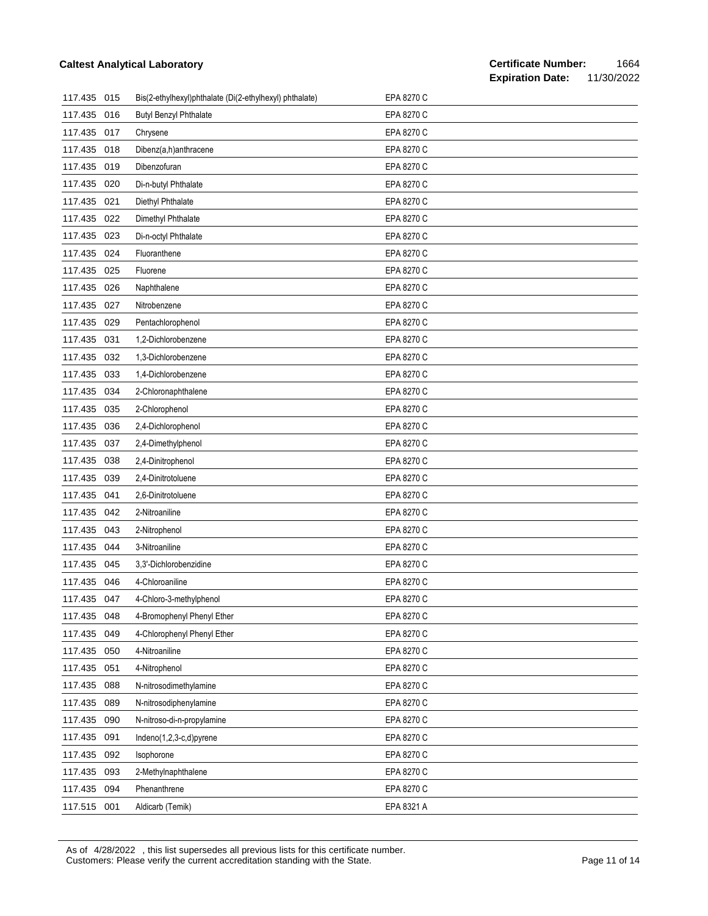| | | | |
|---|---|---|---|
| 117.435 | 015 | Bis(2-ethylhexyl)phthalate (Di(2-ethylhexyl) phthalate) | EPA 8270 C |
| 117.435 | 016 | Butyl Benzyl Phthalate | EPA 8270 C |
| 117.435 | 017 | Chrysene | EPA 8270 C |
| 117.435 | 018 | Dibenz(a,h)anthracene | EPA 8270 C |
| 117.435 | 019 | Dibenzofuran | EPA 8270 C |
| 117.435 | 020 | Di-n-butyl Phthalate | EPA 8270 C |
| 117.435 | 021 | Diethyl Phthalate | EPA 8270 C |
| 117.435 | 022 | Dimethyl Phthalate | EPA 8270 C |
| 117.435 | 023 | Di-n-octyl Phthalate | EPA 8270 C |
| 117.435 | 024 | Fluoranthene | EPA 8270 C |
| 117.435 | 025 | Fluorene | EPA 8270 C |
| 117.435 | 026 | Naphthalene | EPA 8270 C |
| 117.435 | 027 | Nitrobenzene | EPA 8270 C |
| 117.435 | 029 | Pentachlorophenol | EPA 8270 C |
| 117.435 | 031 | 1,2-Dichlorobenzene | EPA 8270 C |
| 117.435 | 032 | 1,3-Dichlorobenzene | EPA 8270 C |
| 117.435 | 033 | 1,4-Dichlorobenzene | EPA 8270 C |
| 117.435 | 034 | 2-Chloronaphthalene | EPA 8270 C |
| 117.435 | 035 | 2-Chlorophenol | EPA 8270 C |
| 117.435 | 036 | 2,4-Dichlorophenol | EPA 8270 C |
| 117.435 | 037 | 2,4-Dimethylphenol | EPA 8270 C |
| 117.435 | 038 | 2,4-Dinitrophenol | EPA 8270 C |
| 117.435 | 039 | 2,4-Dinitrotoluene | EPA 8270 C |
| 117.435 | 041 | 2,6-Dinitrotoluene | EPA 8270 C |
| 117.435 | 042 | 2-Nitroaniline | EPA 8270 C |
| 117.435 | 043 | 2-Nitrophenol | EPA 8270 C |
| 117.435 | 044 | 3-Nitroaniline | EPA 8270 C |
| 117.435 | 045 | 3,3'-Dichlorobenzidine | EPA 8270 C |
| 117.435 | 046 | 4-Chloroaniline | EPA 8270 C |
| 117.435 | 047 | 4-Chloro-3-methylphenol | EPA 8270 C |
| 117.435 | 048 | 4-Bromophenyl Phenyl Ether | EPA 8270 C |
| 117.435 | 049 | 4-Chlorophenyl Phenyl Ether | EPA 8270 C |
| 117.435 | 050 | 4-Nitroaniline | EPA 8270 C |
| 117.435 | 051 | 4-Nitrophenol | EPA 8270 C |
| 117.435 | 088 | N-nitrosodimethylamine | EPA 8270 C |
| 117.435 | 089 | N-nitrosodiphenylamine | EPA 8270 C |
| 117.435 | 090 | N-nitroso-di-n-propylamine | EPA 8270 C |
| 117.435 | 091 | Indeno(1,2,3-c,d)pyrene | EPA 8270 C |
| 117.435 | 092 | Isophorone | EPA 8270 C |
| 117.435 | 093 | 2-Methylnaphthalene | EPA 8270 C |
| 117.435 | 094 | Phenanthrene | EPA 8270 C |
| 117.515 | 001 | Aldicarb (Temik) | EPA 8321 A |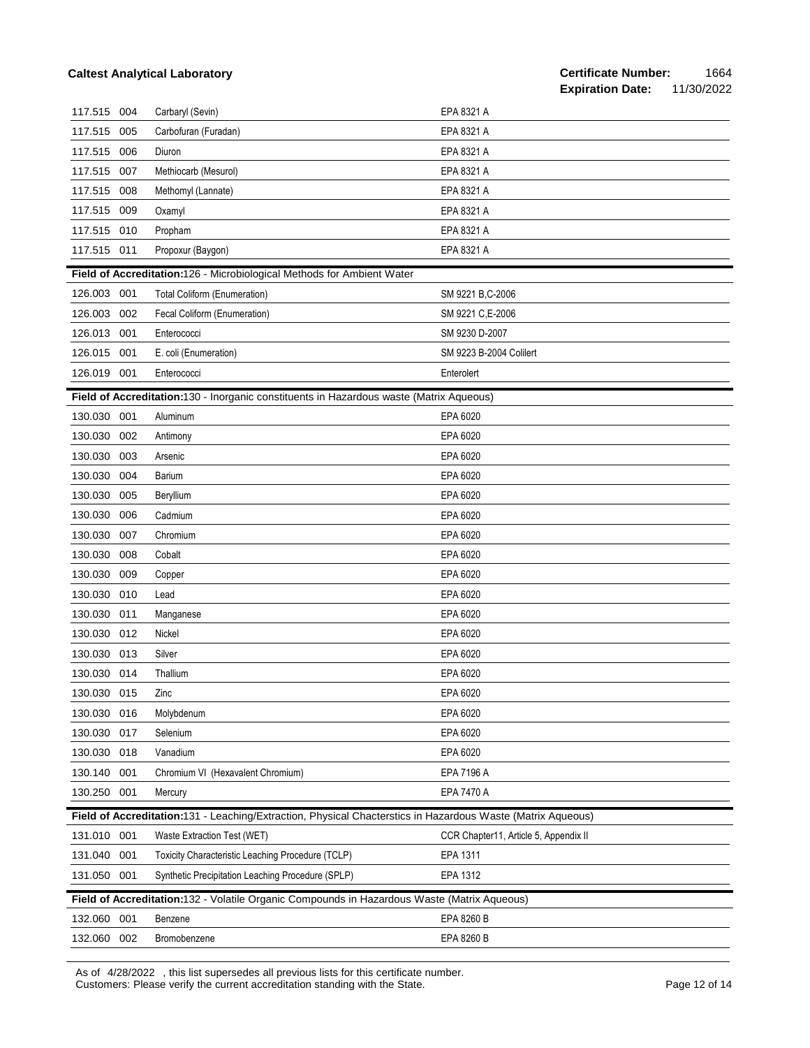**Caltest Analytical Laboratory** **Certificate Number:** 1664
**Expiration Date:** 11/30/2022

| | | | |
|---|---|---|---|
| 117.515 | 004 | Carbaryl (Sevin) | EPA 8321 A |
| 117.515 | 005 | Carbofuran (Furadan) | EPA 8321 A |
| 117.515 | 006 | Diuron | EPA 8321 A |
| 117.515 | 007 | Methiocarb (Mesurol) | EPA 8321 A |
| 117.515 | 008 | Methomyl (Lannate) | EPA 8321 A |
| 117.515 | 009 | Oxamyl | EPA 8321 A |
| 117.515 | 010 | Propham | EPA 8321 A |
| 117.515 | 011 | Propoxur (Baygon) | EPA 8321 A |

**Field of Accreditation:**126 - Microbiological Methods for Ambient Water

| | | | |
|---|---|---|---|
| 126.003 | 001 | Total Coliform (Enumeration) | SM 9221 B,C-2006 |
| 126.003 | 002 | Fecal Coliform (Enumeration) | SM 9221 C,E-2006 |
| 126.013 | 001 | Enterococci | SM 9230 D-2007 |
| 126.015 | 001 | E. coli (Enumeration) | SM 9223 B-2004 Colilert |
| 126.019 | 001 | Enterococci | Enterolert |

**Field of Accreditation:**130 - Inorganic constituents in Hazardous waste (Matrix Aqueous)

| | | | |
|---|---|---|---|
| 130.030 | 001 | Aluminum | EPA 6020 |
| 130.030 | 002 | Antimony | EPA 6020 |
| 130.030 | 003 | Arsenic | EPA 6020 |
| 130.030 | 004 | Barium | EPA 6020 |
| 130.030 | 005 | Beryllium | EPA 6020 |
| 130.030 | 006 | Cadmium | EPA 6020 |
| 130.030 | 007 | Chromium | EPA 6020 |
| 130.030 | 008 | Cobalt | EPA 6020 |
| 130.030 | 009 | Copper | EPA 6020 |
| 130.030 | 010 | Lead | EPA 6020 |
| 130.030 | 011 | Manganese | EPA 6020 |
| 130.030 | 012 | Nickel | EPA 6020 |
| 130.030 | 013 | Silver | EPA 6020 |
| 130.030 | 014 | Thallium | EPA 6020 |
| 130.030 | 015 | Zinc | EPA 6020 |
| 130.030 | 016 | Molybdenum | EPA 6020 |
| 130.030 | 017 | Selenium | EPA 6020 |
| 130.030 | 018 | Vanadium | EPA 6020 |
| 130.140 | 001 | Chromium VI (Hexavalent Chromium) | EPA 7196 A |
| 130.250 | 001 | Mercury | EPA 7470 A |

**Field of Accreditation:**131 - Leaching/Extraction, Physical Chacterstics in Hazardous Waste (Matrix Aqueous)

| | | | |
|---|---|---|---|
| 131.010 | 001 | Waste Extraction Test (WET) | CCR Chapter11, Article 5, Appendix II |
| 131.040 | 001 | Toxicity Characteristic Leaching Procedure (TCLP) | EPA 1311 |
| 131.050 | 001 | Synthetic Precipitation Leaching Procedure (SPLP) | EPA 1312 |

**Field of Accreditation:**132 - Volatile Organic Compounds in Hazardous Waste (Matrix Aqueous)

| | | | |
|---|---|---|---|
| 132.060 | 001 | Benzene | EPA 8260 B |
| 132.060 | 002 | Bromobenzene | EPA 8260 B |

As of 4/28/2022 , this list supersedes all previous lists for this certificate number.
Customers: Please verify the current accreditation standing with the State.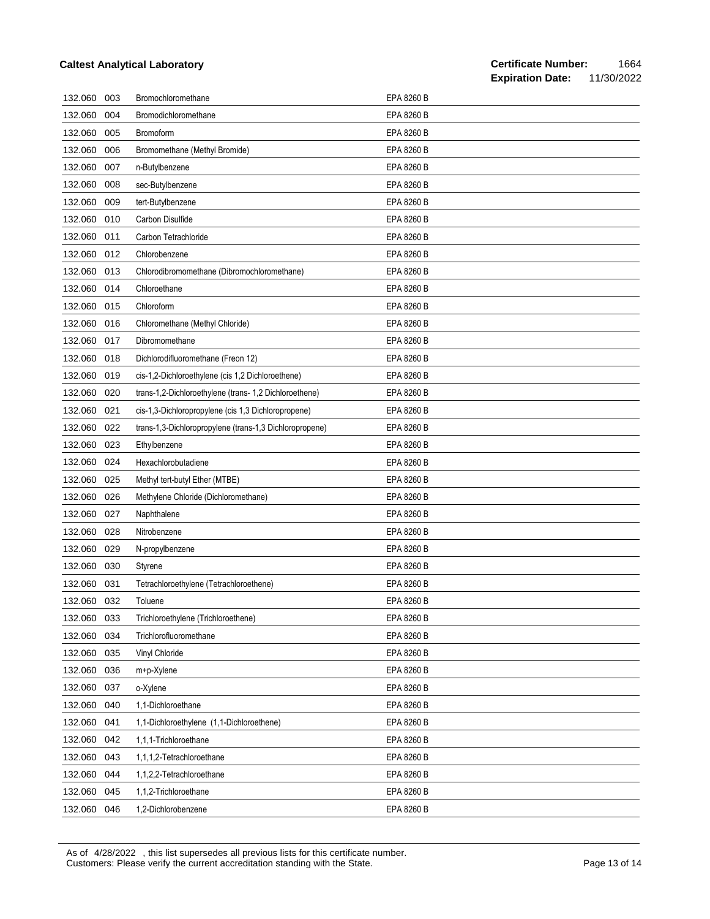| | | | |
|---|---|---|---|
| 132.060 | 003 | Bromochloromethane | EPA 8260 B |
| 132.060 | 004 | Bromodichloromethane | EPA 8260 B |
| 132.060 | 005 | Bromoform | EPA 8260 B |
| 132.060 | 006 | Bromomethane (Methyl Bromide) | EPA 8260 B |
| 132.060 | 007 | n-Butylbenzene | EPA 8260 B |
| 132.060 | 008 | sec-Butylbenzene | EPA 8260 B |
| 132.060 | 009 | tert-Butylbenzene | EPA 8260 B |
| 132.060 | 010 | Carbon Disulfide | EPA 8260 B |
| 132.060 | 011 | Carbon Tetrachloride | EPA 8260 B |
| 132.060 | 012 | Chlorobenzene | EPA 8260 B |
| 132.060 | 013 | Chlorodibromomethane (Dibromochloromethane) | EPA 8260 B |
| 132.060 | 014 | Chloroethane | EPA 8260 B |
| 132.060 | 015 | Chloroform | EPA 8260 B |
| 132.060 | 016 | Chloromethane (Methyl Chloride) | EPA 8260 B |
| 132.060 | 017 | Dibromomethane | EPA 8260 B |
| 132.060 | 018 | Dichlorodifluoromethane (Freon 12) | EPA 8260 B |
| 132.060 | 019 | cis-1,2-Dichloroethylene (cis 1,2 Dichloroethene) | EPA 8260 B |
| 132.060 | 020 | trans-1,2-Dichloroethylene (trans- 1,2 Dichloroethene) | EPA 8260 B |
| 132.060 | 021 | cis-1,3-Dichloropropylene (cis 1,3 Dichloropropene) | EPA 8260 B |
| 132.060 | 022 | trans-1,3-Dichloropropylene (trans-1,3 Dichloropropene) | EPA 8260 B |
| 132.060 | 023 | Ethylbenzene | EPA 8260 B |
| 132.060 | 024 | Hexachlorobutadiene | EPA 8260 B |
| 132.060 | 025 | Methyl tert-butyl Ether (MTBE) | EPA 8260 B |
| 132.060 | 026 | Methylene Chloride (Dichloromethane) | EPA 8260 B |
| 132.060 | 027 | Naphthalene | EPA 8260 B |
| 132.060 | 028 | Nitrobenzene | EPA 8260 B |
| 132.060 | 029 | N-propylbenzene | EPA 8260 B |
| 132.060 | 030 | Styrene | EPA 8260 B |
| 132.060 | 031 | Tetrachloroethylene (Tetrachloroethene) | EPA 8260 B |
| 132.060 | 032 | Toluene | EPA 8260 B |
| 132.060 | 033 | Trichloroethylene (Trichloroethene) | EPA 8260 B |
| 132.060 | 034 | Trichlorofluoromethane | EPA 8260 B |
| 132.060 | 035 | Vinyl Chloride | EPA 8260 B |
| 132.060 | 036 | m+p-Xylene | EPA 8260 B |
| 132.060 | 037 | o-Xylene | EPA 8260 B |
| 132.060 | 040 | 1,1-Dichloroethane | EPA 8260 B |
| 132.060 | 041 | 1,1-Dichloroethylene (1,1-Dichloroethene) | EPA 8260 B |
| 132.060 | 042 | 1,1,1-Trichloroethane | EPA 8260 B |
| 132.060 | 043 | 1,1,1,2-Tetrachloroethane | EPA 8260 B |
| 132.060 | 044 | 1,1,2,2-Tetrachloroethane | EPA 8260 B |
| 132.060 | 045 | 1,1,2-Trichloroethane | EPA 8260 B |
| 132.060 | 046 | 1,2-Dichlorobenzene | EPA 8260 B |

As of 4/28/2022 , this list supersedes all previous lists for this certificate number.
Customers: Please verify the current accreditation standing with the State.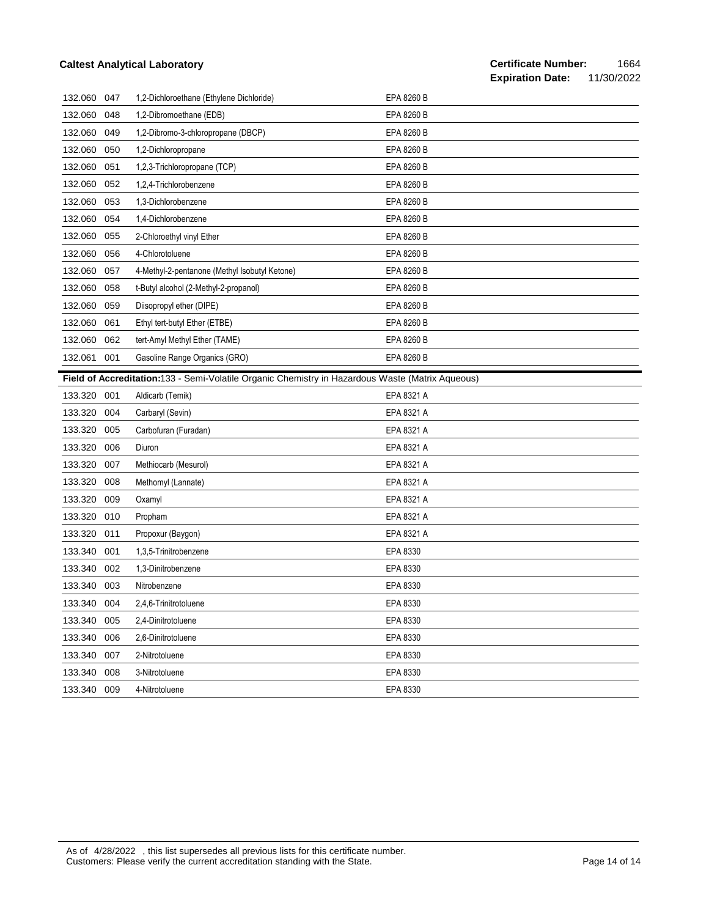| | | | |
|---|---|---|---|
| 132.060 | 047 | 1,2-Dichloroethane (Ethylene Dichloride) | EPA 8260 B |
| 132.060 | 048 | 1,2-Dibromoethane (EDB) | EPA 8260 B |
| 132.060 | 049 | 1,2-Dibromo-3-chloropropane (DBCP) | EPA 8260 B |
| 132.060 | 050 | 1,2-Dichloropropane | EPA 8260 B |
| 132.060 | 051 | 1,2,3-Trichloropropane (TCP) | EPA 8260 B |
| 132.060 | 052 | 1,2,4-Trichlorobenzene | EPA 8260 B |
| 132.060 | 053 | 1,3-Dichlorobenzene | EPA 8260 B |
| 132.060 | 054 | 1,4-Dichlorobenzene | EPA 8260 B |
| 132.060 | 055 | 2-Chloroethyl vinyl Ether | EPA 8260 B |
| 132.060 | 056 | 4-Chlorotoluene | EPA 8260 B |
| 132.060 | 057 | 4-Methyl-2-pentanone (Methyl Isobutyl Ketone) | EPA 8260 B |
| 132.060 | 058 | t-Butyl alcohol (2-Methyl-2-propanol) | EPA 8260 B |
| 132.060 | 059 | Diisopropyl ether (DIPE) | EPA 8260 B |
| 132.060 | 061 | Ethyl tert-butyl Ether (ETBE) | EPA 8260 B |
| 132.060 | 062 | tert-Amyl Methyl Ether (TAME) | EPA 8260 B |
| 132.061 | 001 | Gasoline Range Organics (GRO) | EPA 8260 B |

**Field of Accreditation:** 133 - Semi-Volatile Organic Chemistry in Hazardous Waste (Matrix Aqueous)

| | | | |
|---|---|---|---|
| 133.320 | 001 | Aldicarb (Temik) | EPA 8321 A |
| 133.320 | 004 | Carbaryl (Sevin) | EPA 8321 A |
| 133.320 | 005 | Carbofuran (Furadan) | EPA 8321 A |
| 133.320 | 006 | Diuron | EPA 8321 A |
| 133.320 | 007 | Methiocarb (Mesurol) | EPA 8321 A |
| 133.320 | 008 | Methomyl (Lannate) | EPA 8321 A |
| 133.320 | 009 | Oxamyl | EPA 8321 A |
| 133.320 | 010 | Propham | EPA 8321 A |
| 133.320 | 011 | Propoxur (Baygon) | EPA 8321 A |
| 133.340 | 001 | 1,3,5-Trinitrobenzene | EPA 8330 |
| 133.340 | 002 | 1,3-Dinitrobenzene | EPA 8330 |
| 133.340 | 003 | Nitrobenzene | EPA 8330 |
| 133.340 | 004 | 2,4,6-Trinitrotoluene | EPA 8330 |
| 133.340 | 005 | 2,4-Dinitrotoluene | EPA 8330 |
| 133.340 | 006 | 2,6-Dinitrotoluene | EPA 8330 |
| 133.340 | 007 | 2-Nitrotoluene | EPA 8330 |
| 133.340 | 008 | 3-Nitrotoluene | EPA 8330 |
| 133.340 | 009 | 4-Nitrotoluene | EPA 8330 |

As of 4/28/2022 , this list supersedes all previous lists for this certificate number.
Customers: Please verify the current accreditation standing with the State.